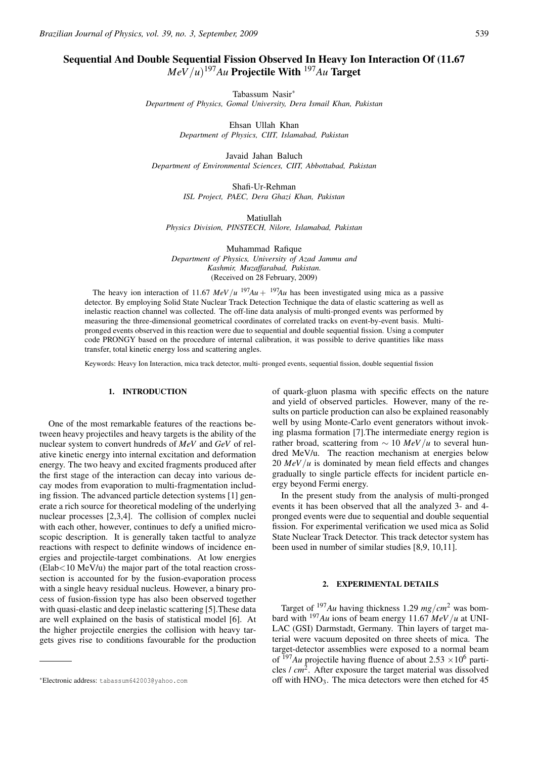# Sequential And Double Sequential Fission Observed In Heavy Ion Interaction Of (11.67 $MeV/u$)$^{197}Au$ Projectile With $^{197}Au$ Target

Tabassum Nasir*
*Department of Physics, Gomal University, Dera Ismail Khan, Pakistan*

Ehsan Ullah Khan
*Department of Physics, CIIT, Islamabad, Pakistan*

Javaid Jahan Baluch
*Department of Environmental Sciences, CIIT, Abbottabad, Pakistan*

Shafi-Ur-Rehman
*ISL Project, PAEC, Dera Ghazi Khan, Pakistan*

Matiullah
*Physics Division, PINSTECH, Nilore, Islamabad, Pakistan*

Muhammad Rafique
*Department of Physics, University of Azad Jammu and Kashmir, Muzaffarabad, Pakistan.*
(Received on 28 February, 2009)

The heavy ion interaction of 11.67 $MeV/u$ $^{197}Au+$ $^{197}Au$ has been investigated using mica as a passive detector. By employing Solid State Nuclear Track Detection Technique the data of elastic scattering as well as inelastic reaction channel was collected. The off-line data analysis of multi-pronged events was performed by measuring the three-dimensional geometrical coordinates of correlated tracks on event-by-event basis. Multi-pronged events observed in this reaction were due to sequential and double sequential fission. Using a computer code PRONGY based on the procedure of internal calibration, it was possible to derive quantities like mass transfer, total kinetic energy loss and scattering angles.

Keywords: Heavy Ion Interaction, mica track detector, multi- pronged events, sequential fission, double sequential fission

## 1. INTRODUCTION

One of the most remarkable features of the reactions between heavy projectiles and heavy targets is the ability of the nuclear system to convert hundreds of $MeV$ and $GeV$ of relative kinetic energy into internal excitation and deformation energy. The two heavy and excited fragments produced after the first stage of the interaction can decay into various decay modes from evaporation to multi-fragmentation including fission. The advanced particle detection systems [1] generate a rich source for theoretical modeling of the underlying nuclear processes [2,3,4]. The collision of complex nuclei with each other, however, continues to defy a unified microscopic description. It is generally taken tactful to analyze reactions with respect to definite windows of incidence energies and projectile-target combinations. At low energies (Elab<10 MeV/u) the major part of the total reaction cross-section is accounted for by the fusion-evaporation process with a single heavy residual nucleus. However, a binary process of fusion-fission type has also been observed together with quasi-elastic and deep inelastic scattering [5].These data are well explained on the basis of statistical model [6]. At the higher projectile energies the collision with heavy targets gives rise to conditions favourable for the production of quark-gluon plasma with specific effects on the nature and yield of observed particles. However, many of the results on particle production can also be explained reasonably well by using Monte-Carlo event generators without invoking plasma formation [7].The intermediate energy region is rather broad, scattering from $\sim 10$ $MeV/u$ to several hundred MeV/u. The reaction mechanism at energies below 20 $MeV/u$ is dominated by mean field effects and changes gradually to single particle effects for incident particle energy beyond Fermi energy.

In the present study from the analysis of multi-pronged events it has been observed that all the analyzed 3- and 4-pronged events were due to sequential and double sequential fission. For experimental verification we used mica as Solid State Nuclear Track Detector. This track detector system has been used in number of similar studies [8,9, 10,11].

## 2. EXPERIMENTAL DETAILS

Target of $^{197}Au$ having thickness 1.29 $mg/cm^2$ was bombard with $^{197}Au$ ions of beam energy 11.67 $MeV/u$ at UNILAC (GSI) Darmstadt, Germany. Thin layers of target material were vacuum deposited on three sheets of mica. The target-detector assemblies were exposed to a normal beam of $^{197}Au$ projectile having fluence of about $2.53\times10^6$ particles / $cm^2$. After exposure the target material was dissolved off with $HNO_3$. The mica detectors were then etched for 45

*Electronic address: tabassum642003@yahoo.com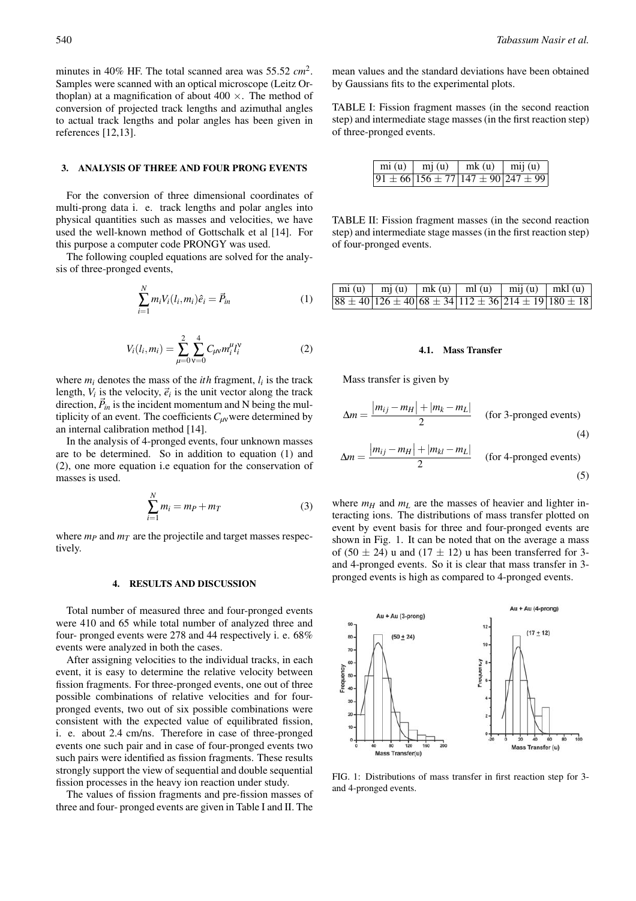minutes in 40% HF. The total scanned area was 55.52 $cm^2$. Samples were scanned with an optical microscope (Leitz Orthoplan) at a magnification of about 400 ×. The method of conversion of projected track lengths and azimuthal angles to actual track lengths and polar angles has been given in references [12,13].

## 3. ANALYSIS OF THREE AND FOUR PRONG EVENTS

For the conversion of three dimensional coordinates of multi-prong data i. e. track lengths and polar angles into physical quantities such as masses and velocities, we have used the well-known method of Gottschalk et al [14]. For this purpose a computer code PRONGY was used.

The following coupled equations are solved for the analysis of three-pronged events,

$$\sum_{i=1}^{N} m_i V_i(l_i, m_i)\hat{e}_i = \vec{P}_{in} \tag{1}$$

$$V_i(l_i, m_i) = \sum_{\mu=0}^{2}\sum_{\nu=0}^{4} C_{\mu\nu} m_i^{\mu} l_i^{\nu} \tag{2}$$

where $m_i$ denotes the mass of the $ith$ fragment, $l_i$ is the track length, $V_i$ is the velocity, $\vec{e}_i$ is the unit vector along the track direction, $\vec{P}_{in}$ is the incident momentum and N being the multiplicity of an event. The coefficients $C_{\mu\nu}$ were determined by an internal calibration method [14].

In the analysis of 4-pronged events, four unknown masses are to be determined. So in addition to equation (1) and (2), one more equation i.e equation for the conservation of masses is used.

$$\sum_{i=1}^{N} m_i = m_P + m_T \tag{3}$$

where $m_P$ and $m_T$ are the projectile and target masses respectively.

## 4. RESULTS AND DISCUSSION

Total number of measured three and four-pronged events were 410 and 65 while total number of analyzed three and four- pronged events were 278 and 44 respectively i. e. 68% events were analyzed in both the cases.

After assigning velocities to the individual tracks, in each event, it is easy to determine the relative velocity between fission fragments. For three-pronged events, one out of three possible combinations of relative velocities and for four-pronged events, two out of six possible combinations were consistent with the expected value of equilibrated fission, i. e. about 2.4 cm/ns. Therefore in case of three-pronged events one such pair and in case of four-pronged events two such pairs were identified as fission fragments. These results strongly support the view of sequential and double sequential fission processes in the heavy ion reaction under study.

The values of fission fragments and pre-fission masses of three and four- pronged events are given in Table I and II. The mean values and the standard deviations have been obtained by Gaussians fits to the experimental plots.

TABLE I: Fission fragment masses (in the second reaction step) and intermediate stage masses (in the first reaction step) of three-pronged events.

| mi (u) | mj (u) | mk (u) | mij (u) |
|---|---|---|---|
| 91 ± 66 | 156 ± 77 | 147 ± 90 | 247 ± 99 |

TABLE II: Fission fragment masses (in the second reaction step) and intermediate stage masses (in the first reaction step) of four-pronged events.

| mi (u) | mj (u) | mk (u) | ml (u) | mij (u) | mkl (u) |
|---|---|---|---|---|---|
| 88 ± 40 | 126 ± 40 | 68 ± 34 | 112 ± 36 | 214 ± 19 | 180 ± 18 |

### 4.1. Mass Transfer

Mass transfer is given by

$$\Delta m = \frac{|m_{ij} - m_H| + |m_k - m_L|}{2} \qquad \text{(for 3-pronged events)} \tag{4}$$

$$\Delta m = \frac{|m_{ij} - m_H| + |m_{kl} - m_L|}{2} \qquad \text{(for 4-pronged events)} \tag{5}$$

where $m_H$ and $m_L$ are the masses of heavier and lighter interacting ions. The distributions of mass transfer plotted on event by event basis for three and four-pronged events are shown in Fig. 1. It can be noted that on the average a mass of (50 ± 24) u and (17 ± 12) u has been transferred for 3- and 4-pronged events. So it is clear that mass transfer in 3-pronged events is high as compared to 4-pronged events.

FIG. 1: Distributions of mass transfer in first reaction step for 3- and 4-pronged events.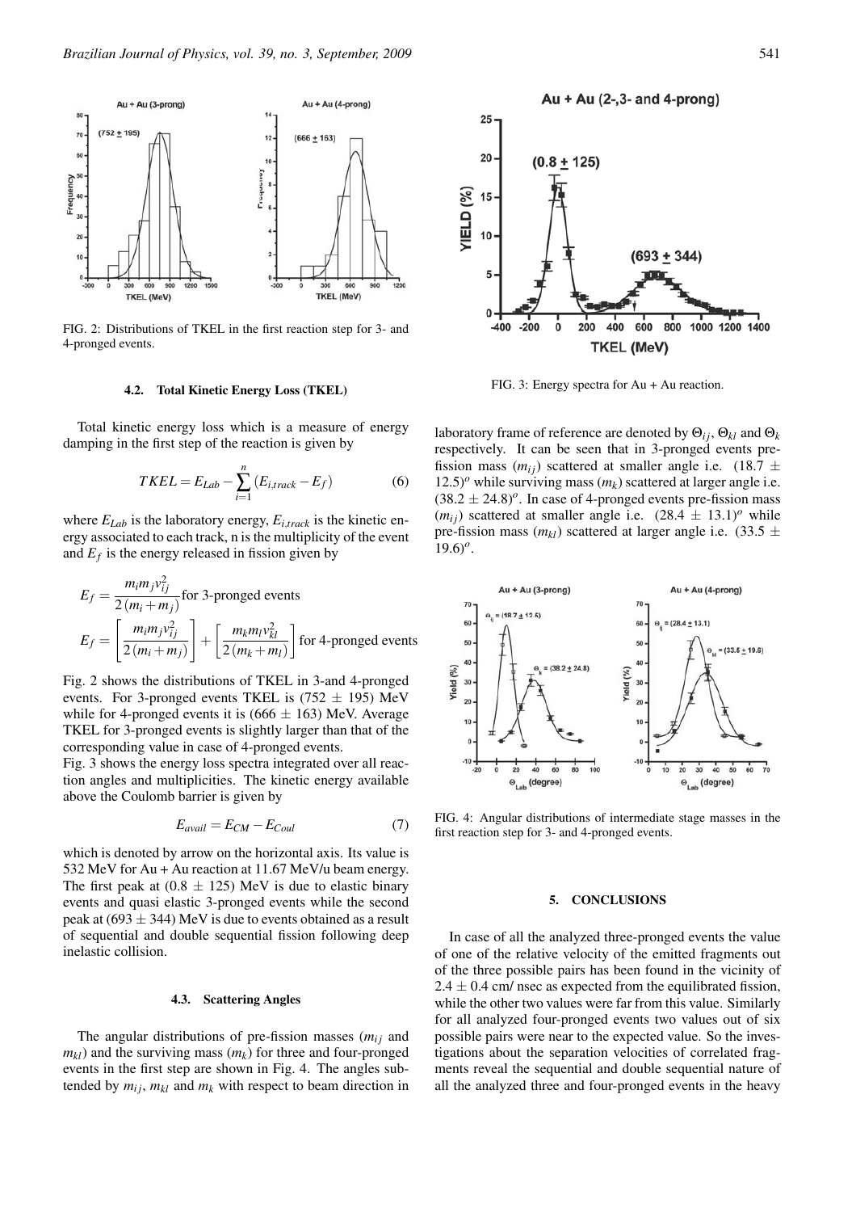FIG. 2: Distributions of TKEL in the first reaction step for 3- and 4-pronged events.

### 4.2. Total Kinetic Energy Loss (TKEL)

Total kinetic energy loss which is a measure of energy damping in the first step of the reaction is given by

$$TKEL = E_{Lab} - \sum_{i=1}^{n} (E_{i,track} - E_f) \tag{6}$$

where $E_{Lab}$ is the laboratory energy, $E_{i,track}$ is the kinetic energy associated to each track, n is the multiplicity of the event and $E_f$ is the energy released in fission given by

$$E_f = \frac{m_i m_j v_{ij}^2}{2(m_i + m_j)} \text{for 3-pronged events}$$

$$E_f = \left[\frac{m_i m_j v_{ij}^2}{2(m_i + m_j)}\right] + \left[\frac{m_k m_l v_{kl}^2}{2(m_k + m_l)}\right] \text{ for 4-pronged events}$$

Fig. 2 shows the distributions of TKEL in 3-and 4-pronged events. For 3-pronged events TKEL is (752 ± 195) MeV while for 4-pronged events it is (666 ± 163) MeV. Average TKEL for 3-pronged events is slightly larger than that of the corresponding value in case of 4-pronged events.

Fig. 3 shows the energy loss spectra integrated over all reaction angles and multiplicities. The kinetic energy available above the Coulomb barrier is given by

$$E_{avail} = E_{CM} - E_{Coul} \tag{7}$$

which is denoted by arrow on the horizontal axis. Its value is 532 MeV for Au + Au reaction at 11.67 MeV/u beam energy. The first peak at (0.8 ± 125) MeV is due to elastic binary events and quasi elastic 3-pronged events while the second peak at (693 ± 344) MeV is due to events obtained as a result of sequential and double sequential fission following deep inelastic collision.

### 4.3. Scattering Angles

The angular distributions of pre-fission masses ($m_{ij}$ and $m_{kl}$) and the surviving mass ($m_k$) for three and four-pronged events in the first step are shown in Fig. 4. The angles subtended by $m_{ij}$, $m_{kl}$ and $m_k$ with respect to beam direction in laboratory frame of reference are denoted by $\Theta_{ij}$, $\Theta_{kl}$ and $\Theta_k$ respectively. It can be seen that in 3-pronged events pre-fission mass ($m_{ij}$) scattered at smaller angle i.e. $(18.7 \pm 12.5)^o$ while surviving mass ($m_k$) scattered at larger angle i.e. $(38.2 \pm 24.8)^o$. In case of 4-pronged events pre-fission mass ($m_{ij}$) scattered at smaller angle i.e. $(28.4 \pm 13.1)^o$ while pre-fission mass ($m_{kl}$) scattered at larger angle i.e. $(33.5 \pm 19.6)^o$.

FIG. 3: Energy spectra for Au + Au reaction.

FIG. 4: Angular distributions of intermediate stage masses in the first reaction step for 3- and 4-pronged events.

## 5. CONCLUSIONS

In case of all the analyzed three-pronged events the value of one of the relative velocity of the emitted fragments out of the three possible pairs has been found in the vicinity of 2.4 ± 0.4 cm/ nsec as expected from the equilibrated fission, while the other two values were far from this value. Similarly for all analyzed four-pronged events two values out of six possible pairs were near to the expected value. So the investigations about the separation velocities of correlated fragments reveal the sequential and double sequential nature of all the analyzed three and four-pronged events in the heavy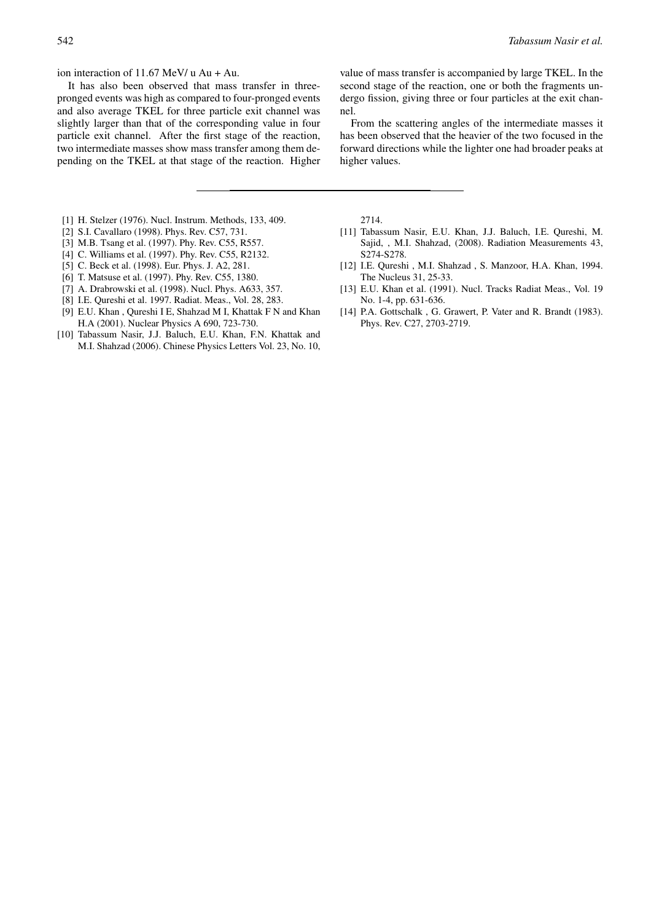ion interaction of 11.67 MeV/ u Au + Au.

It has also been observed that mass transfer in three-pronged events was high as compared to four-pronged events and also average TKEL for three particle exit channel was slightly larger than that of the corresponding value in four particle exit channel. After the first stage of the reaction, two intermediate masses show mass transfer among them depending on the TKEL at that stage of the reaction. Higher value of mass transfer is accompanied by large TKEL. In the second stage of the reaction, one or both the fragments undergo fission, giving three or four particles at the exit channel.

From the scattering angles of the intermediate masses it has been observed that the heavier of the two focused in the forward directions while the lighter one had broader peaks at higher values.

---

[1] H. Stelzer (1976). Nucl. Instrum. Methods, 133, 409.

[2] S.I. Cavallaro (1998). Phys. Rev. C57, 731.

[3] M.B. Tsang et al. (1997). Phy. Rev. C55, R557.

[4] C. Williams et al. (1997). Phy. Rev. C55, R2132.

[5] C. Beck et al. (1998). Eur. Phys. J. A2, 281.

[6] T. Matsuse et al. (1997). Phy. Rev. C55, 1380.

[7] A. Drabrowski et al. (1998). Nucl. Phys. A633, 357.

[8] I.E. Qureshi et al. 1997. Radiat. Meas., Vol. 28, 283.

[9] E.U. Khan , Qureshi I E, Shahzad M I, Khattak F N and Khan H.A (2001). Nuclear Physics A 690, 723-730.

[10] Tabassum Nasir, J.J. Baluch, E.U. Khan, F.N. Khattak and M.I. Shahzad (2006). Chinese Physics Letters Vol. 23, No. 10, 2714.

[11] Tabassum Nasir, E.U. Khan, J.J. Baluch, I.E. Qureshi, M. Sajid, , M.I. Shahzad, (2008). Radiation Measurements 43, S274-S278.

[12] I.E. Qureshi , M.I. Shahzad , S. Manzoor, H.A. Khan, 1994. The Nucleus 31, 25-33.

[13] E.U. Khan et al. (1991). Nucl. Tracks Radiat Meas., Vol. 19 No. 1-4, pp. 631-636.

[14] P.A. Gottschalk , G. Grawert, P. Vater and R. Brandt (1983). Phys. Rev. C27, 2703-2719.